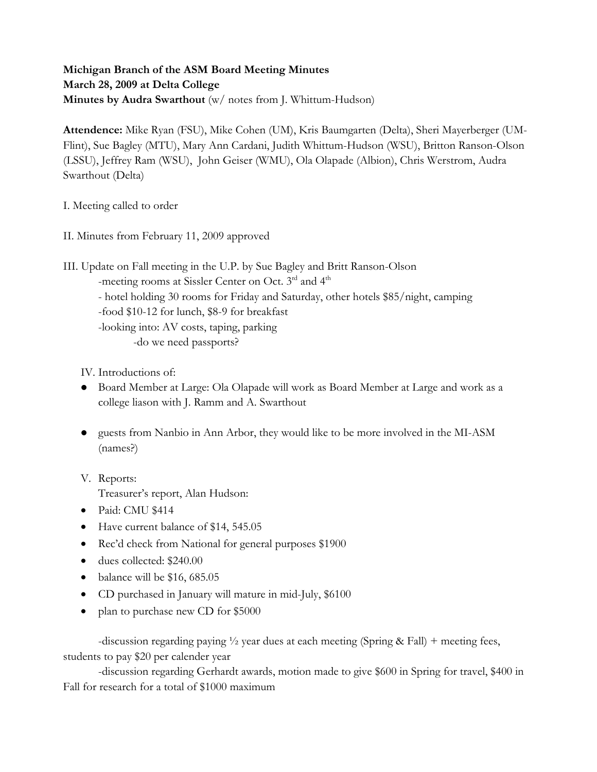**Michigan Branch of the ASM Board Meeting Minutes**
**March 28, 2009 at Delta College**
**Minutes by Audra Swarthout** (w/ notes from J. Whittum-Hudson)

**Attendence:** Mike Ryan (FSU), Mike Cohen (UM), Kris Baumgarten (Delta), Sheri Mayerberger (UM-Flint), Sue Bagley (MTU), Mary Ann Cardani, Judith Whittum-Hudson (WSU), Britton Ranson-Olson (LSSU), Jeffrey Ram (WSU), John Geiser (WMU), Ola Olapade (Albion), Chris Werstrom, Audra Swarthout (Delta)

I. Meeting called to order

II. Minutes from February 11, 2009 approved

III. Update on Fall meeting in the U.P. by Sue Bagley and Britt Ranson-Olson
- meeting rooms at Sissler Center on Oct. 3rd and 4th
- hotel holding 30 rooms for Friday and Saturday, other hotels $85/night, camping
- food $10-12 for lunch, $8-9 for breakfast
- looking into: AV costs, taping, parking
  - do we need passports?

IV. Introductions of:
- Board Member at Large: Ola Olapade will work as Board Member at Large and work as a college liason with J. Ramm and A. Swarthout
- guests from Nanbio in Ann Arbor, they would like to be more involved in the MI-ASM (names?)

V. Reports:

Treasurer's report, Alan Hudson:
- Paid: CMU $414
- Have current balance of $14, 545.05
- Rec'd check from National for general purposes $1900
- dues collected: $240.00
- balance will be $16, 685.05
- CD purchased in January will mature in mid-July, $6100
- plan to purchase new CD for $5000

-discussion regarding paying ½ year dues at each meeting (Spring & Fall) + meeting fees, students to pay $20 per calender year

-discussion regarding Gerhardt awards, motion made to give $600 in Spring for travel, $400 in Fall for research for a total of $1000 maximum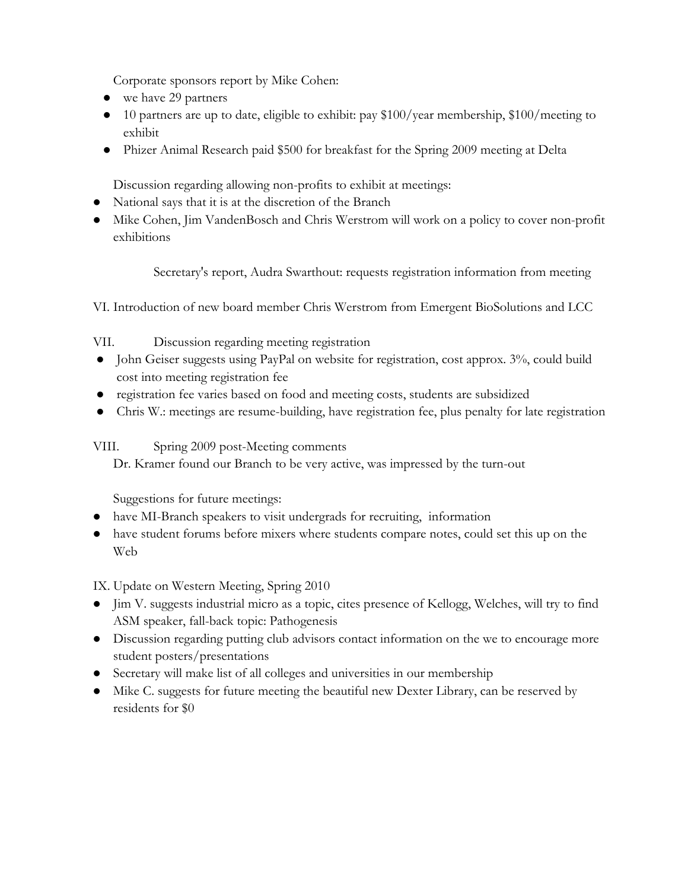Corporate sponsors report by Mike Cohen:

- we have 29 partners
- 10 partners are up to date, eligible to exhibit: pay $100/year membership, $100/meeting to exhibit
- Phizer Animal Research paid $500 for breakfast for the Spring 2009 meeting at Delta

Discussion regarding allowing non-profits to exhibit at meetings:

- National says that it is at the discretion of the Branch
- Mike Cohen, Jim VandenBosch and Chris Werstrom will work on a policy to cover non-profit exhibitions

Secretary's report, Audra Swarthout: requests registration information from meeting

VI. Introduction of new board member Chris Werstrom from Emergent BioSolutions and LCC

VII. Discussion regarding meeting registration

- John Geiser suggests using PayPal on website for registration, cost approx. 3%, could build cost into meeting registration fee
- registration fee varies based on food and meeting costs, students are subsidized
- Chris W.: meetings are resume-building, have registration fee, plus penalty for late registration

VIII. Spring 2009 post-Meeting comments

Dr. Kramer found our Branch to be very active, was impressed by the turn-out

Suggestions for future meetings:

- have MI-Branch speakers to visit undergrads for recruiting, information
- have student forums before mixers where students compare notes, could set this up on the Web

IX. Update on Western Meeting, Spring 2010

- Jim V. suggests industrial micro as a topic, cites presence of Kellogg, Welches, will try to find ASM speaker, fall-back topic: Pathogenesis
- Discussion regarding putting club advisors contact information on the we to encourage more student posters/presentations
- Secretary will make list of all colleges and universities in our membership
- Mike C. suggests for future meeting the beautiful new Dexter Library, can be reserved by residents for $0